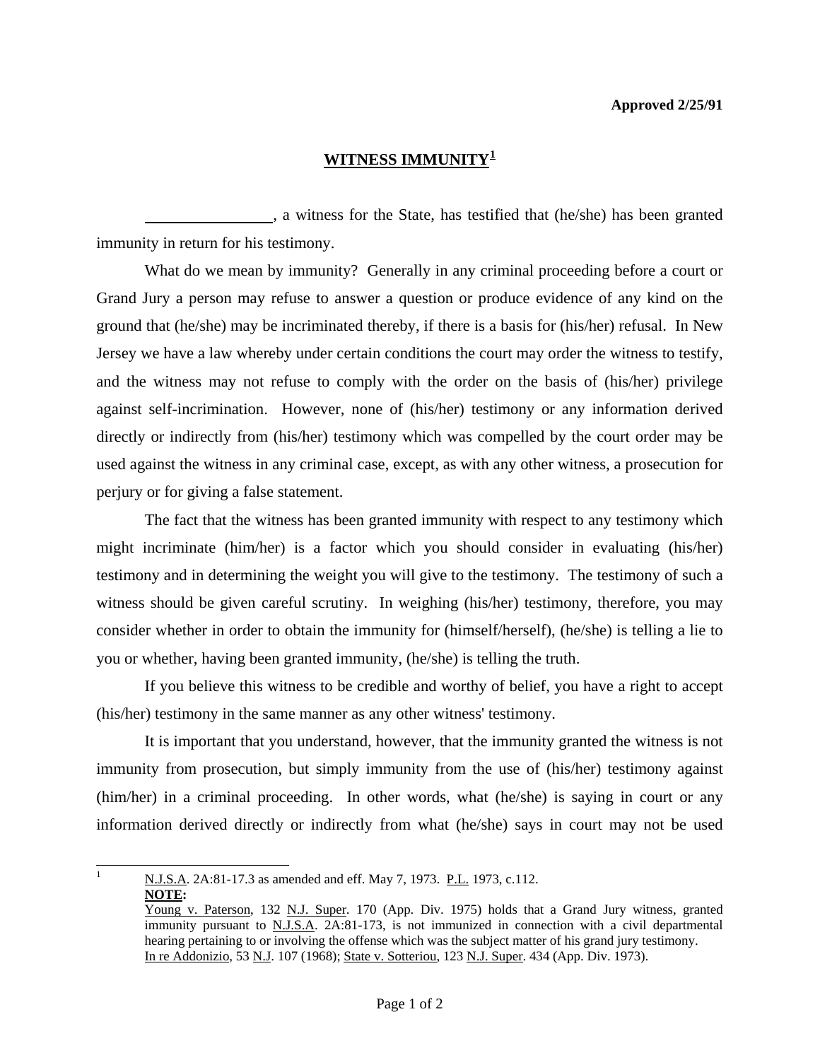**Approved 2/25/91**

# WITNESS IMMUNITY[1]

________________, a witness for the State, has testified that (he/she) has been granted immunity in return for his testimony.

What do we mean by immunity? Generally in any criminal proceeding before a court or Grand Jury a person may refuse to answer a question or produce evidence of any kind on the ground that (he/she) may be incriminated thereby, if there is a basis for (his/her) refusal. In New Jersey we have a law whereby under certain conditions the court may order the witness to testify, and the witness may not refuse to comply with the order on the basis of (his/her) privilege against self-incrimination. However, none of (his/her) testimony or any information derived directly or indirectly from (his/her) testimony which was compelled by the court order may be used against the witness in any criminal case, except, as with any other witness, a prosecution for perjury or for giving a false statement.

The fact that the witness has been granted immunity with respect to any testimony which might incriminate (him/her) is a factor which you should consider in evaluating (his/her) testimony and in determining the weight you will give to the testimony. The testimony of such a witness should be given careful scrutiny. In weighing (his/her) testimony, therefore, you may consider whether in order to obtain the immunity for (himself/herself), (he/she) is telling a lie to you or whether, having been granted immunity, (he/she) is telling the truth.

If you believe this witness to be credible and worthy of belief, you have a right to accept (his/her) testimony in the same manner as any other witness' testimony.

It is important that you understand, however, that the immunity granted the witness is not immunity from prosecution, but simply immunity from the use of (his/her) testimony against (him/her) in a criminal proceeding. In other words, what (he/she) is saying in court or any information derived directly or indirectly from what (he/she) says in court may not be used

---

[1] N.J.S.A. 2A:81-17.3 as amended and eff. May 7, 1973. P.L. 1973, c.112.
**NOTE:**
Young v. Paterson, 132 N.J. Super. 170 (App. Div. 1975) holds that a Grand Jury witness, granted immunity pursuant to N.J.S.A. 2A:81-173, is not immunized in connection with a civil departmental hearing pertaining to or involving the offense which was the subject matter of his grand jury testimony.
In re Addonizio, 53 N.J. 107 (1968); State v. Sotteriou, 123 N.J. Super. 434 (App. Div. 1973).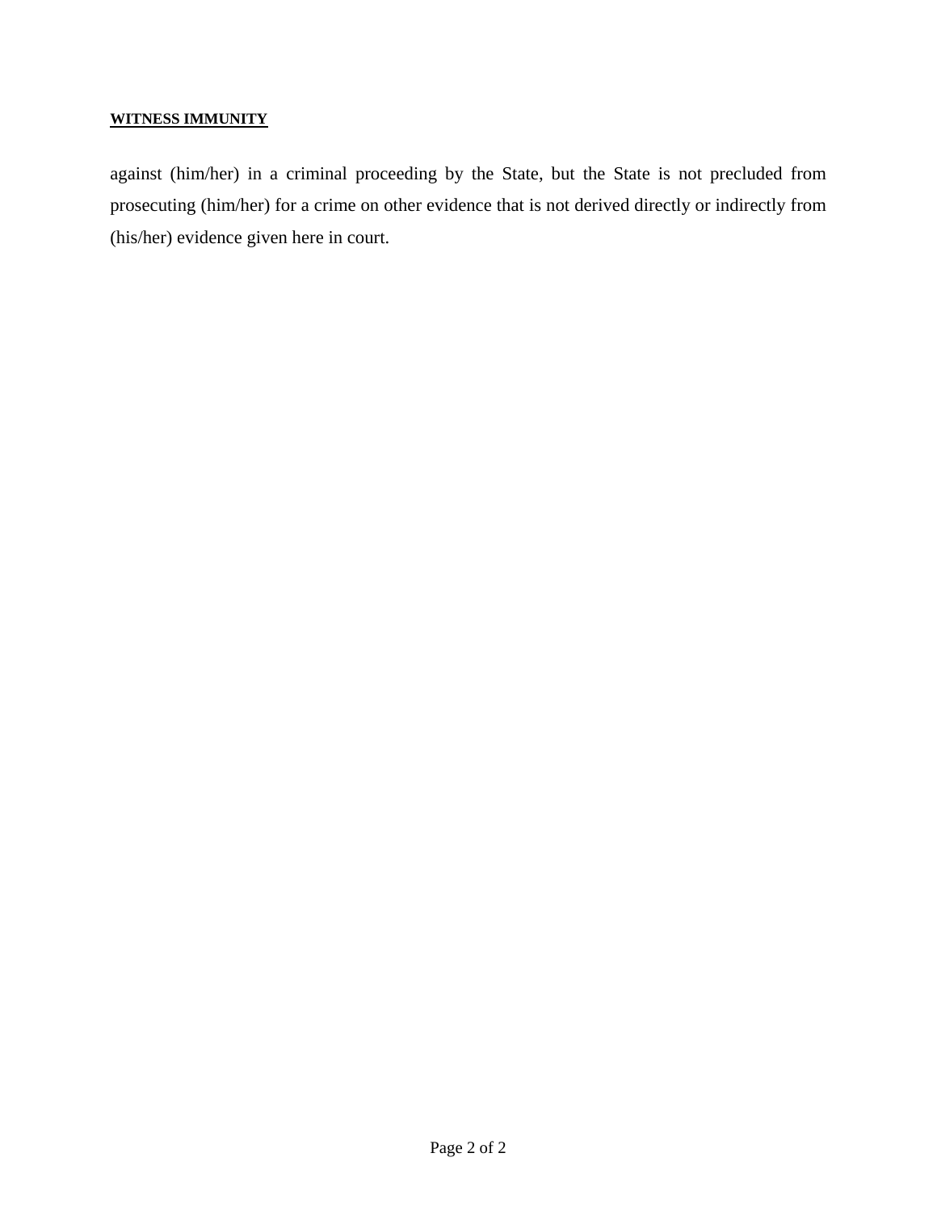**WITNESS IMMUNITY**

against (him/her) in a criminal proceeding by the State, but the State is not precluded from prosecuting (him/her) for a crime on other evidence that is not derived directly or indirectly from (his/her) evidence given here in court.